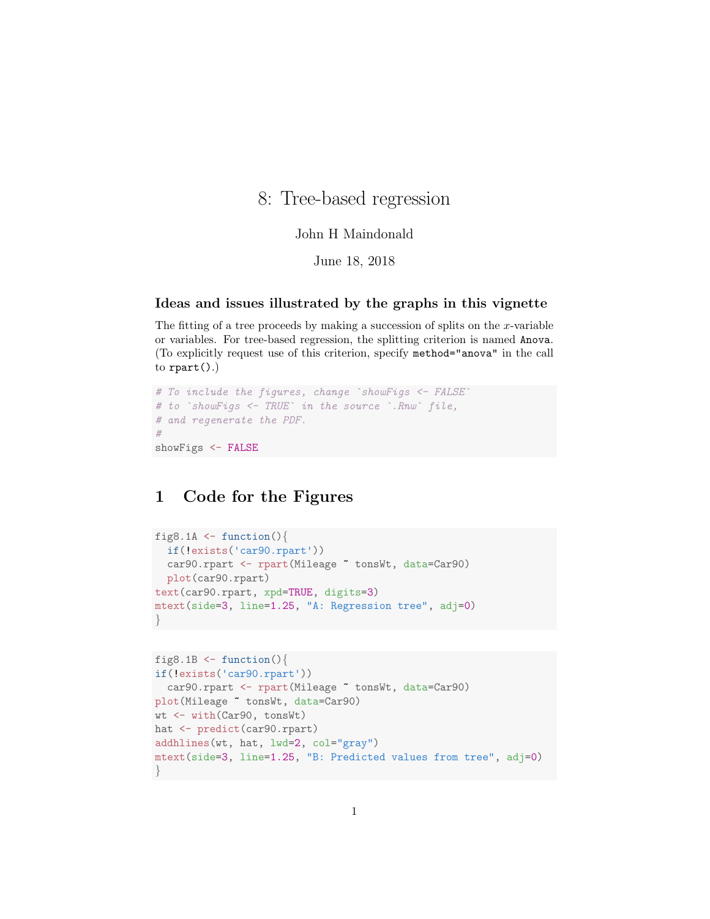# 8: Tree-based regression

John H Maindonald

June 18, 2018

### Ideas and issues illustrated by the graphs in this vignette

The fitting of a tree proceeds by making a succession of splits on the $x$-variable or variables. For tree-based regression, the splitting criterion is named `Anova`. (To explicitly request use of this criterion, specify `method="anova"` in the call to `rpart()`.)

```
# To include the figures, change `showFigs <- FALSE`
# to `showFigs <- TRUE` in the source `.Rnw` file,
# and regenerate the PDF.
#
showFigs <- FALSE
```

## 1 Code for the Figures

```
fig8.1A <- function(){
  if(!exists('car90.rpart'))
  car90.rpart <- rpart(Mileage ~ tonsWt, data=Car90)
  plot(car90.rpart)
text(car90.rpart, xpd=TRUE, digits=3)
mtext(side=3, line=1.25, "A: Regression tree", adj=0)
}
```

```
fig8.1B <- function(){
if(!exists('car90.rpart'))
  car90.rpart <- rpart(Mileage ~ tonsWt, data=Car90)
plot(Mileage ~ tonsWt, data=Car90)
wt <- with(Car90, tonsWt)
hat <- predict(car90.rpart)
addhlines(wt, hat, lwd=2, col="gray")
mtext(side=3, line=1.25, "B: Predicted values from tree", adj=0)
}
```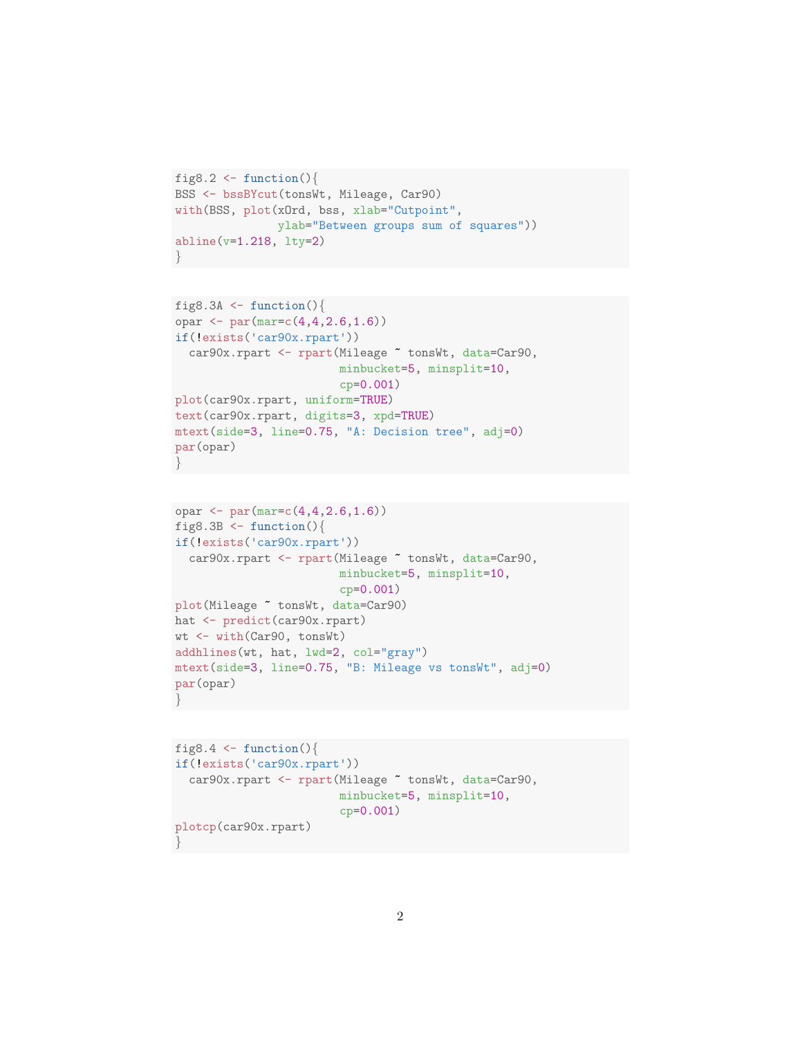```r
fig8.2 <- function(){
BSS <- bssBYcut(tonsWt, Mileage, Car90)
with(BSS, plot(xOrd, bss, xlab="Cutpoint",
               ylab="Between groups sum of squares"))
abline(v=1.218, lty=2)
}
```

```r
fig8.3A <- function(){
opar <- par(mar=c(4,4,2.6,1.6))
if(!exists('car90x.rpart'))
  car90x.rpart <- rpart(Mileage ~ tonsWt, data=Car90,
                        minbucket=5, minsplit=10,
                        cp=0.001)
plot(car90x.rpart, uniform=TRUE)
text(car90x.rpart, digits=3, xpd=TRUE)
mtext(side=3, line=0.75, "A: Decision tree", adj=0)
par(opar)
}
```

```r
opar <- par(mar=c(4,4,2.6,1.6))
fig8.3B <- function(){
if(!exists('car90x.rpart'))
  car90x.rpart <- rpart(Mileage ~ tonsWt, data=Car90,
                        minbucket=5, minsplit=10,
                        cp=0.001)
plot(Mileage ~ tonsWt, data=Car90)
hat <- predict(car90x.rpart)
wt <- with(Car90, tonsWt)
addhlines(wt, hat, lwd=2, col="gray")
mtext(side=3, line=0.75, "B: Mileage vs tonsWt", adj=0)
par(opar)
}
```

```r
fig8.4 <- function(){
if(!exists('car90x.rpart'))
  car90x.rpart <- rpart(Mileage ~ tonsWt, data=Car90,
                        minbucket=5, minsplit=10,
                        cp=0.001)
plotcp(car90x.rpart)
}
```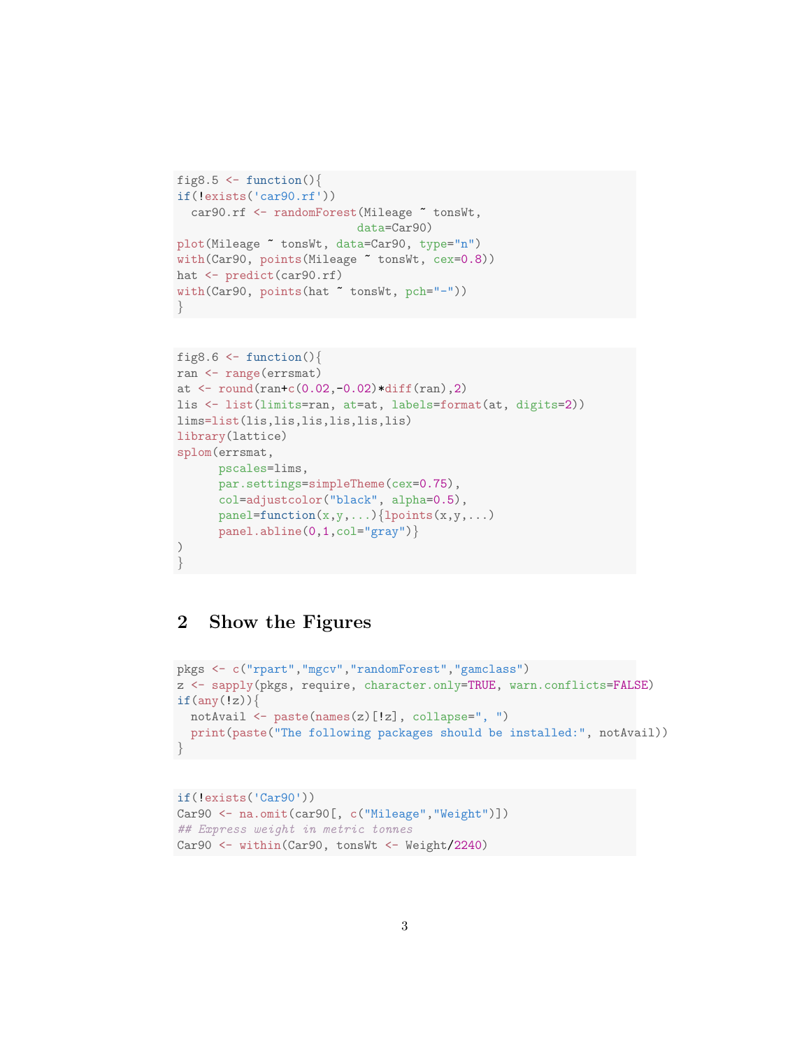```
fig8.5 <- function(){
if(!exists('car90.rf'))
  car90.rf <- randomForest(Mileage ~ tonsWt,
                           data=Car90)
plot(Mileage ~ tonsWt, data=Car90, type="n")
with(Car90, points(Mileage ~ tonsWt, cex=0.8))
hat <- predict(car90.rf)
with(Car90, points(hat ~ tonsWt, pch="-"))
}
```

```
fig8.6 <- function(){
ran <- range(errsmat)
at <- round(ran+c(0.02,-0.02)*diff(ran),2)
lis <- list(limits=ran, at=at, labels=format(at, digits=2))
lims=list(lis,lis,lis,lis,lis,lis)
library(lattice)
splom(errsmat,
      pscales=lims,
      par.settings=simpleTheme(cex=0.75),
      col=adjustcolor("black", alpha=0.5),
      panel=function(x,y,...){lpoints(x,y,...)
      panel.abline(0,1,col="gray")}
)
}
```

## 2 Show the Figures

```
pkgs <- c("rpart","mgcv","randomForest","gamclass")
z <- sapply(pkgs, require, character.only=TRUE, warn.conflicts=FALSE)
if(any(!z)){
  notAvail <- paste(names(z)[!z], collapse=", ")
  print(paste("The following packages should be installed:", notAvail))
}
```

```
if(!exists('Car90'))
Car90 <- na.omit(car90[, c("Mileage","Weight")])
## Express weight in metric tonnes
Car90 <- within(Car90, tonsWt <- Weight/2240)
```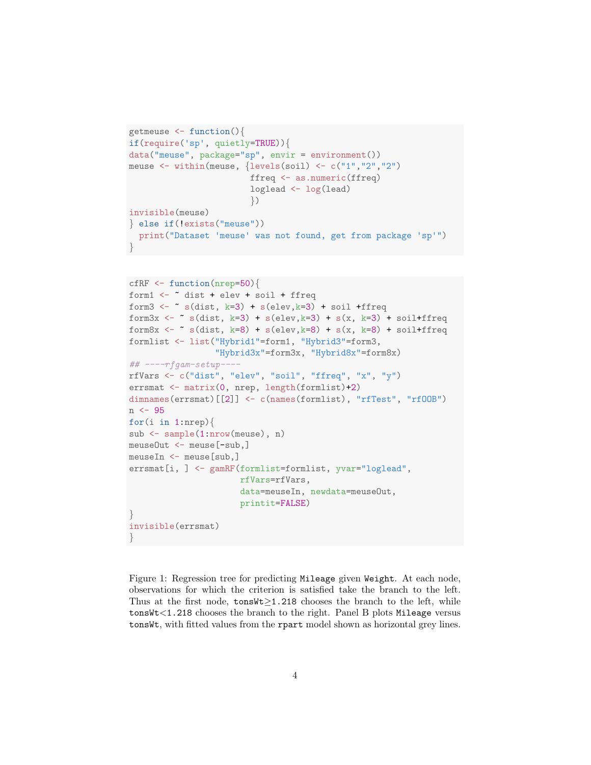```r
getmeuse <- function(){
if(require('sp', quietly=TRUE)){
data("meuse", package="sp", envir = environment())
meuse <- within(meuse, {levels(soil) <- c("1","2","2")
                        ffreq <- as.numeric(ffreq)
                        loglead <- log(lead)
                        })
invisible(meuse)
} else if(!exists("meuse"))
  print("Dataset 'meuse' was not found, get from package 'sp'")
}
```

```r
cfRF <- function(nrep=50){
form1 <- ~ dist + elev + soil + ffreq
form3 <- ~ s(dist, k=3) + s(elev,k=3) + soil +ffreq
form3x <- ~ s(dist, k=3) + s(elev,k=3) + s(x, k=3) + soil+ffreq
form8x <- ~ s(dist, k=8) + s(elev,k=8) + s(x, k=8) + soil+ffreq
formlist <- list("Hybrid1"=form1, "Hybrid3"=form3,
                 "Hybrid3x"=form3x, "Hybrid8x"=form8x)
## ----rfgam-setup----
rfVars <- c("dist", "elev", "soil", "ffreq", "x", "y")
errsmat <- matrix(0, nrep, length(formlist)+2)
dimnames(errsmat)[[2]] <- c(names(formlist), "rfTest", "rfOOB")
n <- 95
for(i in 1:nrep){
sub <- sample(1:nrow(meuse), n)
meuseOut <- meuse[-sub,]
meuseIn <- meuse[sub,]
errsmat[i, ] <- gamRF(formlist=formlist, yvar="loglead",
                      rfVars=rfVars,
                      data=meuseIn, newdata=meuseOut,
                      printit=FALSE)
}
invisible(errsmat)
}
```

Figure 1: Regression tree for predicting `Mileage` given `Weight`. At each node, observations for which the criterion is satisfied take the branch to the left. Thus at the first node, `tonsWt`$\geq$`1.218` chooses the branch to the left, while `tonsWt`$<$`1.218` chooses the branch to the right. Panel B plots `Mileage` versus `tonsWt`, with fitted values from the `rpart` model shown as horizontal grey lines.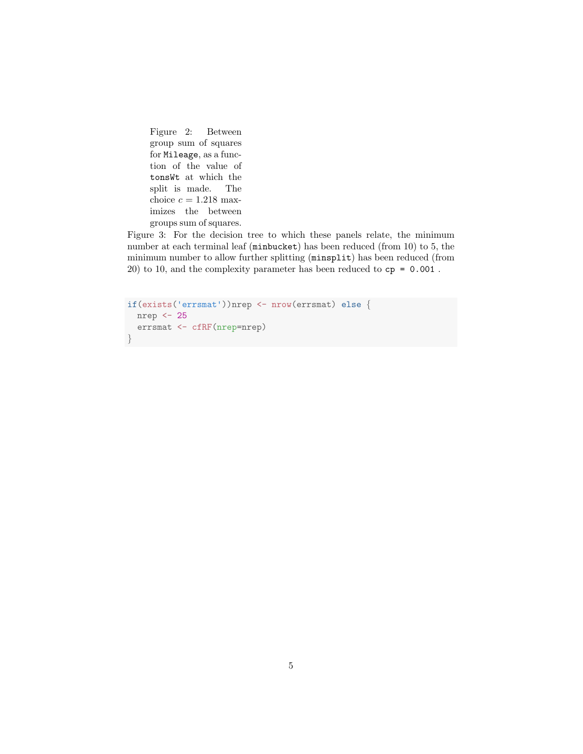Figure 2: Between group sum of squares for `Mileage`, as a function of the value of `tonsWt` at which the split is made. The choice $c = 1.218$ maximizes the between groups sum of squares.

Figure 3: For the decision tree to which these panels relate, the minimum number at each terminal leaf (`minbucket`) has been reduced (from 10) to 5, the minimum number to allow further splitting (`minsplit`) has been reduced (from 20) to 10, and the complexity parameter has been reduced to `cp = 0.001` .

```
if(exists('errsmat'))nrep <- nrow(errsmat) else {
  nrep <- 25
  errsmat <- cfRF(nrep=nrep)
}
```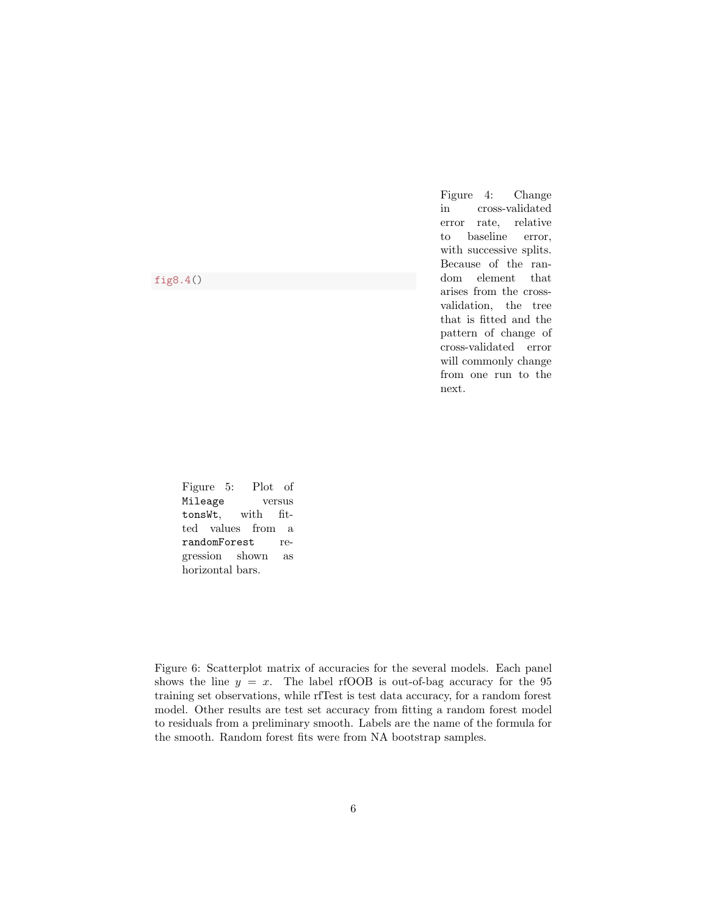```r
fig8.4()
```

Figure 4: Change in cross-validated error rate, relative to baseline error, with successive splits. Because of the random element that arises from the cross-validation, the tree that is fitted and the pattern of change of cross-validated error will commonly change from one run to the next.

Figure 5: Plot of `Mileage` versus `tonsWt`, with fitted values from a `randomForest` regression shown as horizontal bars.

Figure 6: Scatterplot matrix of accuracies for the several models. Each panel shows the line $y = x$. The label rfOOB is out-of-bag accuracy for the 95 training set observations, while rfTest is test data accuracy, for a random forest model. Other results are test set accuracy from fitting a random forest model to residuals from a preliminary smooth. Labels are the name of the formula for the smooth. Random forest fits were from NA bootstrap samples.